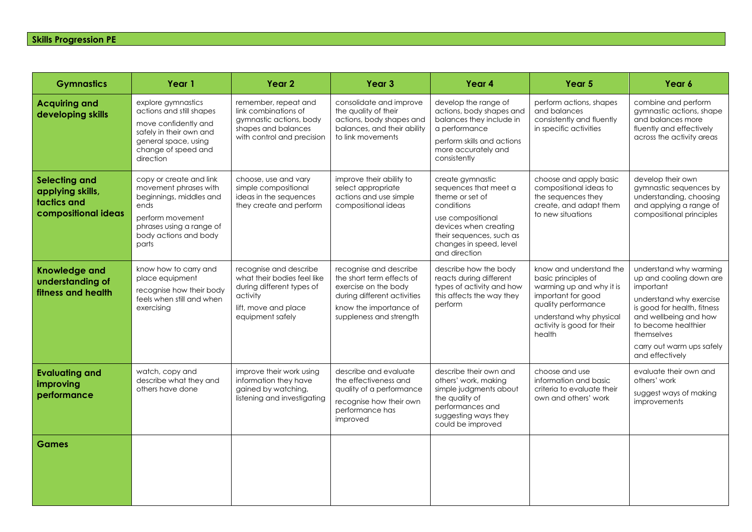# Skills Progression PE

| Gymnastics | Year 1 | Year 2 | Year 3 | Year 4 | Year 5 | Year 6 |
|---|---|---|---|---|---|---|
| **Acquiring and developing skills** | explore gymnastics actions and still shapes<br>move confidently and safely in their own and general space, using change of speed and direction | remember, repeat and link combinations of gymnastic actions, body shapes and balances with control and precision | consolidate and improve the quality of their actions, body shapes and balances, and their ability to link movements | develop the range of actions, body shapes and balances they include in a performance<br>perform skills and actions more accurately and consistently | perform actions, shapes and balances consistently and fluently in specific activities | combine and perform gymnastic actions, shape and balances more fluently and effectively across the activity areas |
| **Selecting and applying skills, tactics and compositional ideas** | copy or create and link movement phrases with beginnings, middles and ends<br>perform movement phrases using a range of body actions and body parts | choose, use and vary simple compositional ideas in the sequences they create and perform | improve their ability to select appropriate actions and use simple compositional ideas | create gymnastic sequences that meet a theme or set of conditions<br>use compositional devices when creating their sequences, such as changes in speed, level and direction | choose and apply basic compositional ideas to the sequences they create, and adapt them to new situations | develop their own gymnastic sequences by understanding, choosing and applying a range of compositional principles |
| **Knowledge and understanding of fitness and health** | know how to carry and place equipment<br>recognise how their body feels when still and when exercising | recognise and describe what their bodies feel like during different types of activity<br>lift, move and place equipment safely | recognise and describe the short term effects of exercise on the body during different activities<br>know the importance of suppleness and strength | describe how the body reacts during different types of activity and how this affects the way they perform | know and understand the basic principles of warming up and why it is important for good quality performance<br>understand why physical activity is good for their health | understand why warming up and cooling down are important<br>understand why exercise is good for health, fitness and wellbeing and how to become healthier themselves<br>carry out warm ups safely and effectively |
| **Evaluating and improving performance** | watch, copy and describe what they and others have done | improve their work using information they have gained by watching, listening and investigating | describe and evaluate the effectiveness and quality of a performance<br>recognise how their own performance has improved | describe their own and others' work, making simple judgments about the quality of performances and suggesting ways they could be improved | choose and use information and basic criteria to evaluate their own and others' work | evaluate their own and others' work<br>suggest ways of making improvements |
| **Games** | | | | | | |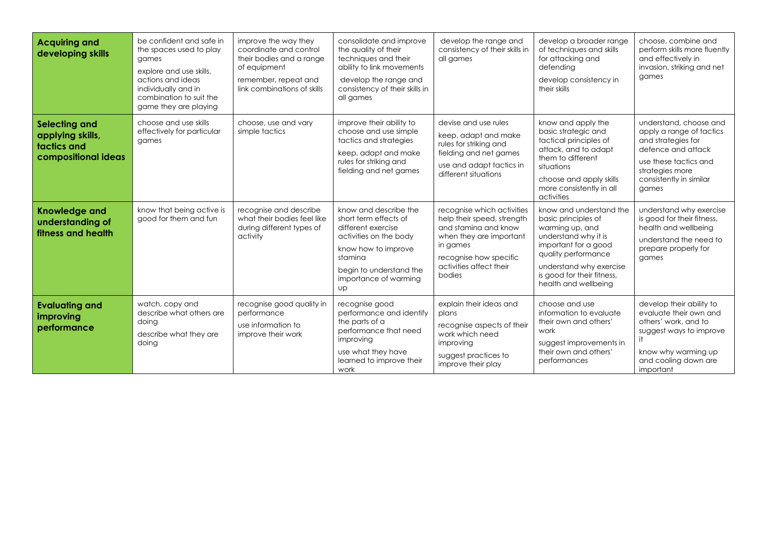| | | | | | | |
|---|---|---|---|---|---|---|
| **Acquiring and developing skills** | be confident and safe in the spaces used to play games<br>explore and use skills, actions and ideas individually and in combination to suit the game they are playing | improve the way they coordinate and control their bodies and a range of equipment<br>remember, repeat and link combinations of skills | consolidate and improve the quality of their techniques and their ability to link movements<br>·develop the range and consistency of their skills in all games | ·develop the range and consistency of their skills in all games | develop a broader range of techniques and skills for attacking and defending<br>develop consistency in their skills | choose, combine and perform skills more fluently and effectively in invasion, striking and net games |
| **Selecting and applying skills, tactics and compositional ideas** | choose and use skills effectively for particular games | choose, use and vary simple tactics | improve their ability to choose and use simple tactics and strategies<br>keep, adapt and make rules for striking and fielding and net games | devise and use rules<br>keep, adapt and make rules for striking and fielding and net games<br>use and adapt tactics in different situations | know and apply the basic strategic and tactical principles of attack, and to adapt them to different situations<br>choose and apply skills more consistently in all activities | understand, choose and apply a range of tactics and strategies for defence and attack<br>use these tactics and strategies more consistently in similar games |
| **Knowledge and understanding of fitness and health** | know that being active is good for them and fun | recognise and describe what their bodies feel like during different types of activity | know and describe the short term effects of different exercise activities on the body<br>know how to improve stamina<br>begin to understand the importance of warming up | recognise which activities help their speed, strength and stamina and know when they are important in games<br>recognise how specific activities affect their bodies | know and understand the basic principles of warming up, and understand why it is important for a good quality performance<br>understand why exercise is good for their fitness, health and wellbeing | understand why exercise is good for their fitness, health and wellbeing<br>understand the need to prepare properly for games |
| **Evaluating and improving performance** | watch, copy and describe what others are doing<br>describe what they are doing | recognise good quality in performance<br>use information to improve their work | recognise good performance and identify the parts of a performance that need improving<br>use what they have learned to improve their work | explain their ideas and plans<br>recognise aspects of their work which need improving<br>suggest practices to improve their play | choose and use information to evaluate their own and others' work<br>suggest improvements in their own and others' performances | develop their ability to evaluate their own and others' work, and to suggest ways to improve it<br>know why warming up and cooling down are important |